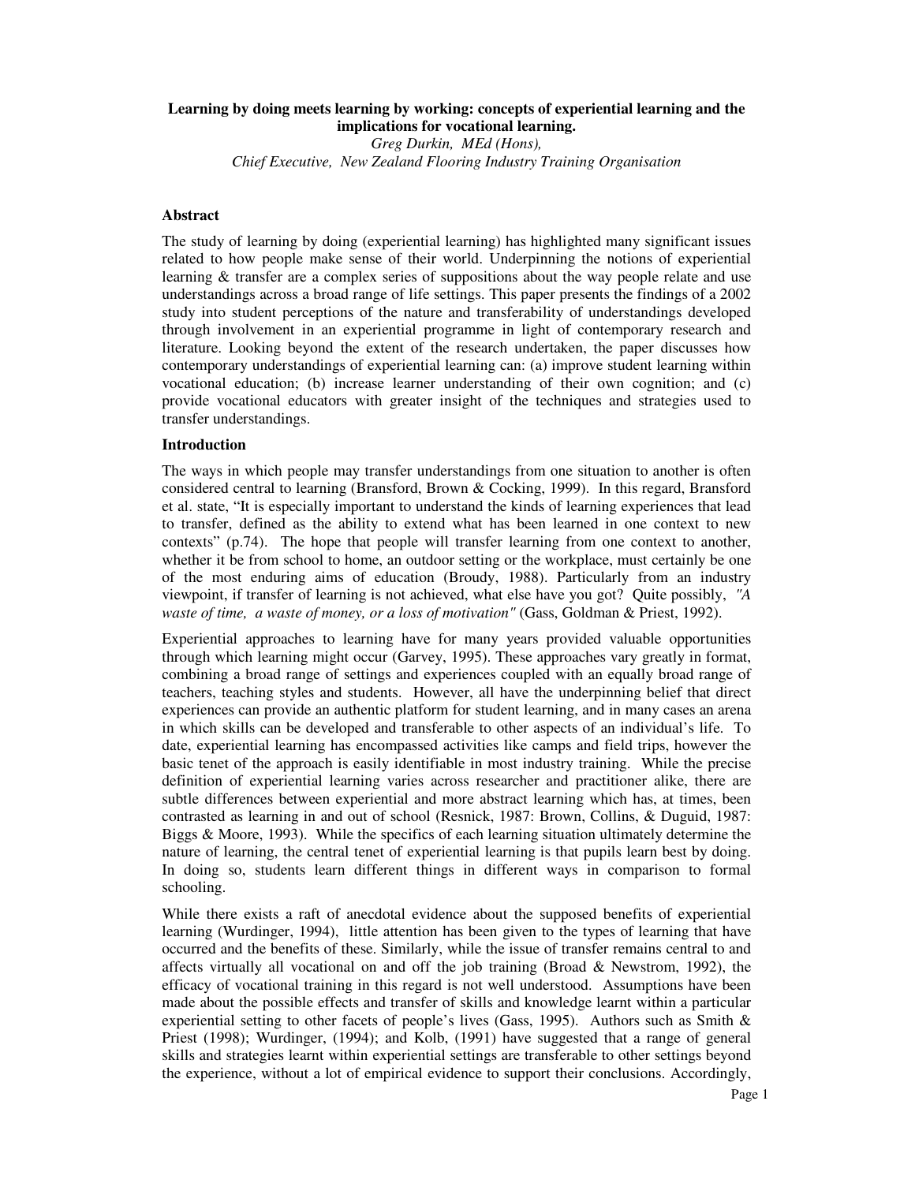**Learning by doing meets learning by working: concepts of experiential learning and the implications for vocational learning.**

*Greg Durkin, MEd (Hons),*

*Chief Executive, New Zealand Flooring Industry Training Organisation*

## Abstract

The study of learning by doing (experiential learning) has highlighted many significant issues related to how people make sense of their world. Underpinning the notions of experiential learning & transfer are a complex series of suppositions about the way people relate and use understandings across a broad range of life settings. This paper presents the findings of a 2002 study into student perceptions of the nature and transferability of understandings developed through involvement in an experiential programme in light of contemporary research and literature. Looking beyond the extent of the research undertaken, the paper discusses how contemporary understandings of experiential learning can: (a) improve student learning within vocational education; (b) increase learner understanding of their own cognition; and (c) provide vocational educators with greater insight of the techniques and strategies used to transfer understandings.

## Introduction

The ways in which people may transfer understandings from one situation to another is often considered central to learning (Bransford, Brown & Cocking, 1999). In this regard, Bransford et al. state, "It is especially important to understand the kinds of learning experiences that lead to transfer, defined as the ability to extend what has been learned in one context to new contexts" (p.74). The hope that people will transfer learning from one context to another, whether it be from school to home, an outdoor setting or the workplace, must certainly be one of the most enduring aims of education (Broudy, 1988). Particularly from an industry viewpoint, if transfer of learning is not achieved, what else have you got? Quite possibly, *"A waste of time, a waste of money, or a loss of motivation"* (Gass, Goldman & Priest, 1992).

Experiential approaches to learning have for many years provided valuable opportunities through which learning might occur (Garvey, 1995). These approaches vary greatly in format, combining a broad range of settings and experiences coupled with an equally broad range of teachers, teaching styles and students. However, all have the underpinning belief that direct experiences can provide an authentic platform for student learning, and in many cases an arena in which skills can be developed and transferable to other aspects of an individual's life. To date, experiential learning has encompassed activities like camps and field trips, however the basic tenet of the approach is easily identifiable in most industry training. While the precise definition of experiential learning varies across researcher and practitioner alike, there are subtle differences between experiential and more abstract learning which has, at times, been contrasted as learning in and out of school (Resnick, 1987: Brown, Collins, & Duguid, 1987: Biggs & Moore, 1993). While the specifics of each learning situation ultimately determine the nature of learning, the central tenet of experiential learning is that pupils learn best by doing. In doing so, students learn different things in different ways in comparison to formal schooling.

While there exists a raft of anecdotal evidence about the supposed benefits of experiential learning (Wurdinger, 1994), little attention has been given to the types of learning that have occurred and the benefits of these. Similarly, while the issue of transfer remains central to and affects virtually all vocational on and off the job training (Broad & Newstrom, 1992), the efficacy of vocational training in this regard is not well understood. Assumptions have been made about the possible effects and transfer of skills and knowledge learnt within a particular experiential setting to other facets of people's lives (Gass, 1995). Authors such as Smith & Priest (1998); Wurdinger, (1994); and Kolb, (1991) have suggested that a range of general skills and strategies learnt within experiential settings are transferable to other settings beyond the experience, without a lot of empirical evidence to support their conclusions. Accordingly,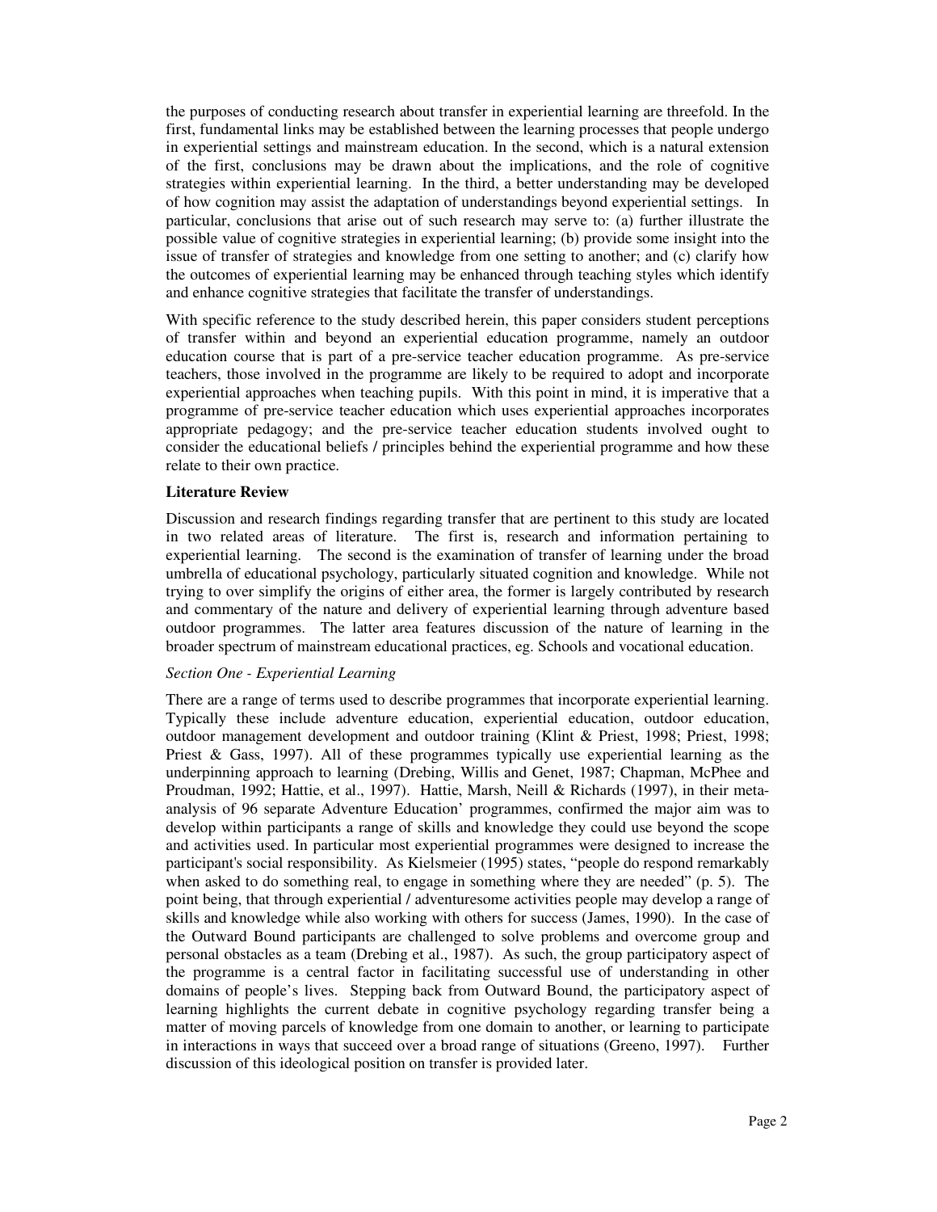the purposes of conducting research about transfer in experiential learning are threefold. In the first, fundamental links may be established between the learning processes that people undergo in experiential settings and mainstream education. In the second, which is a natural extension of the first, conclusions may be drawn about the implications, and the role of cognitive strategies within experiential learning. In the third, a better understanding may be developed of how cognition may assist the adaptation of understandings beyond experiential settings. In particular, conclusions that arise out of such research may serve to: (a) further illustrate the possible value of cognitive strategies in experiential learning; (b) provide some insight into the issue of transfer of strategies and knowledge from one setting to another; and (c) clarify how the outcomes of experiential learning may be enhanced through teaching styles which identify and enhance cognitive strategies that facilitate the transfer of understandings.

With specific reference to the study described herein, this paper considers student perceptions of transfer within and beyond an experiential education programme, namely an outdoor education course that is part of a pre-service teacher education programme. As pre-service teachers, those involved in the programme are likely to be required to adopt and incorporate experiential approaches when teaching pupils. With this point in mind, it is imperative that a programme of pre-service teacher education which uses experiential approaches incorporates appropriate pedagogy; and the pre-service teacher education students involved ought to consider the educational beliefs / principles behind the experiential programme and how these relate to their own practice.

**Literature Review**

Discussion and research findings regarding transfer that are pertinent to this study are located in two related areas of literature. The first is, research and information pertaining to experiential learning. The second is the examination of transfer of learning under the broad umbrella of educational psychology, particularly situated cognition and knowledge. While not trying to over simplify the origins of either area, the former is largely contributed by research and commentary of the nature and delivery of experiential learning through adventure based outdoor programmes. The latter area features discussion of the nature of learning in the broader spectrum of mainstream educational practices, eg. Schools and vocational education.

*Section One - Experiential Learning*

There are a range of terms used to describe programmes that incorporate experiential learning. Typically these include adventure education, experiential education, outdoor education, outdoor management development and outdoor training (Klint & Priest, 1998; Priest, 1998; Priest & Gass, 1997). All of these programmes typically use experiential learning as the underpinning approach to learning (Drebing, Willis and Genet, 1987; Chapman, McPhee and Proudman, 1992; Hattie, et al., 1997). Hattie, Marsh, Neill & Richards (1997), in their meta-analysis of 96 separate Adventure Education' programmes, confirmed the major aim was to develop within participants a range of skills and knowledge they could use beyond the scope and activities used. In particular most experiential programmes were designed to increase the participant's social responsibility. As Kielsmeier (1995) states, "people do respond remarkably when asked to do something real, to engage in something where they are needed" (p. 5). The point being, that through experiential / adventuresome activities people may develop a range of skills and knowledge while also working with others for success (James, 1990). In the case of the Outward Bound participants are challenged to solve problems and overcome group and personal obstacles as a team (Drebing et al., 1987). As such, the group participatory aspect of the programme is a central factor in facilitating successful use of understanding in other domains of people's lives. Stepping back from Outward Bound, the participatory aspect of learning highlights the current debate in cognitive psychology regarding transfer being a matter of moving parcels of knowledge from one domain to another, or learning to participate in interactions in ways that succeed over a broad range of situations (Greeno, 1997). Further discussion of this ideological position on transfer is provided later.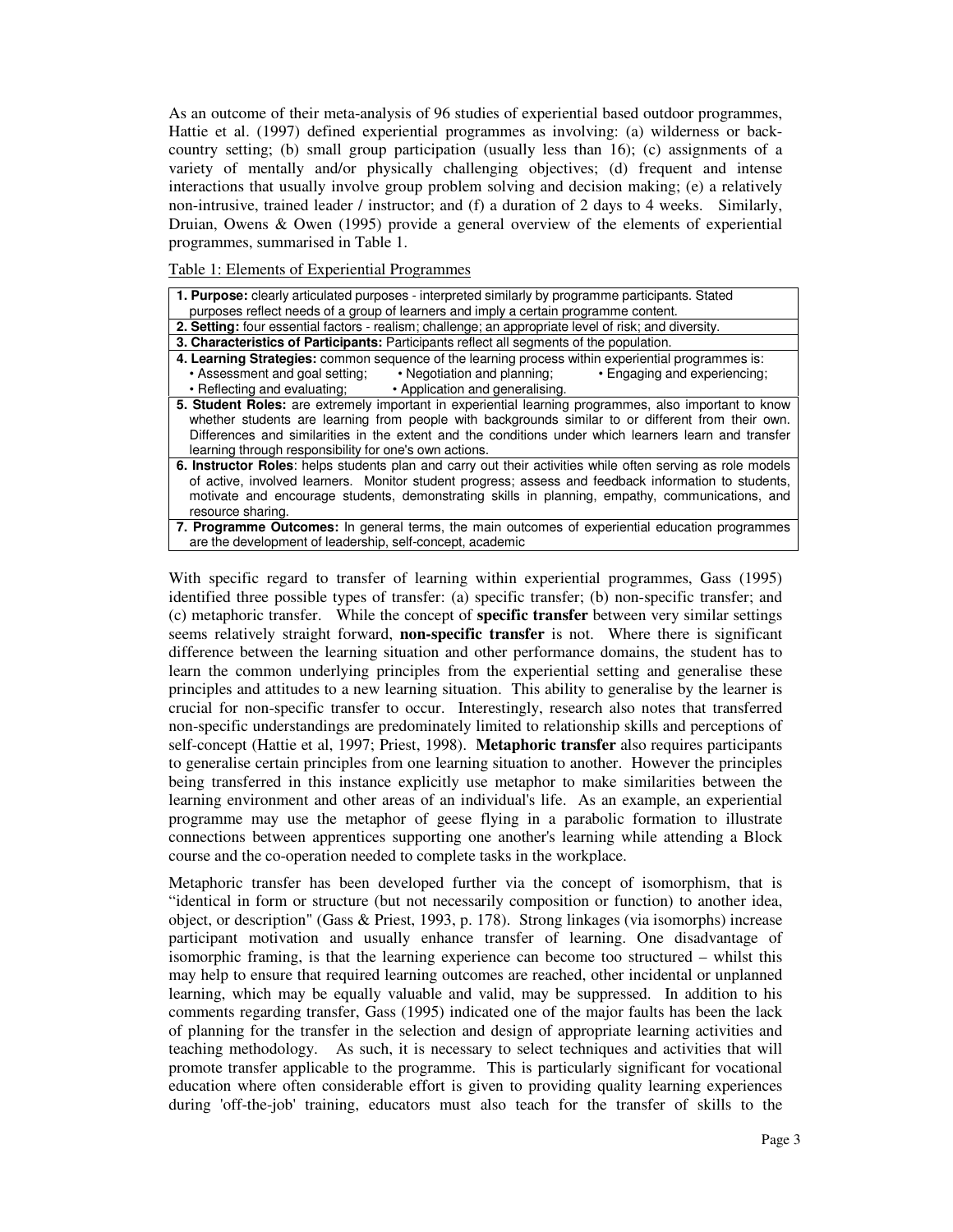As an outcome of their meta-analysis of 96 studies of experiential based outdoor programmes, Hattie et al. (1997) defined experiential programmes as involving: (a) wilderness or back-country setting; (b) small group participation (usually less than 16); (c) assignments of a variety of mentally and/or physically challenging objectives; (d) frequent and intense interactions that usually involve group problem solving and decision making; (e) a relatively non-intrusive, trained leader / instructor; and (f) a duration of 2 days to 4 weeks. Similarly, Druian, Owens & Owen (1995) provide a general overview of the elements of experiential programmes, summarised in Table 1.

Table 1: Elements of Experiential Programmes

| |
|---|
| **1. Purpose:** clearly articulated purposes - interpreted similarly by programme participants. Stated purposes reflect needs of a group of learners and imply a certain programme content. |
| **2. Setting:** four essential factors - realism; challenge; an appropriate level of risk; and diversity. |
| **3. Characteristics of Participants:** Participants reflect all segments of the population. |
| **4. Learning Strategies:** common sequence of the learning process within experiential programmes is: • Assessment and goal setting; • Negotiation and planning; • Engaging and experiencing; • Reflecting and evaluating; • Application and generalising. |
| **5. Student Roles:** are extremely important in experiential learning programmes, also important to know whether students are learning from people with backgrounds similar to or different from their own. Differences and similarities in the extent and the conditions under which learners learn and transfer learning through responsibility for one's own actions. |
| **6. Instructor Roles**: helps students plan and carry out their activities while often serving as role models of active, involved learners. Monitor student progress; assess and feedback information to students, motivate and encourage students, demonstrating skills in planning, empathy, communications, and resource sharing. |
| **7. Programme Outcomes:** In general terms, the main outcomes of experiential education programmes are the development of leadership, self-concept, academic |

With specific regard to transfer of learning within experiential programmes, Gass (1995) identified three possible types of transfer: (a) specific transfer; (b) non-specific transfer; and (c) metaphoric transfer. While the concept of **specific transfer** between very similar settings seems relatively straight forward, **non-specific transfer** is not. Where there is significant difference between the learning situation and other performance domains, the student has to learn the common underlying principles from the experiential setting and generalise these principles and attitudes to a new learning situation. This ability to generalise by the learner is crucial for non-specific transfer to occur. Interestingly, research also notes that transferred non-specific understandings are predominately limited to relationship skills and perceptions of self-concept (Hattie et al, 1997; Priest, 1998). **Metaphoric transfer** also requires participants to generalise certain principles from one learning situation to another. However the principles being transferred in this instance explicitly use metaphor to make similarities between the learning environment and other areas of an individual's life. As an example, an experiential programme may use the metaphor of geese flying in a parabolic formation to illustrate connections between apprentices supporting one another's learning while attending a Block course and the co-operation needed to complete tasks in the workplace.

Metaphoric transfer has been developed further via the concept of isomorphism, that is "identical in form or structure (but not necessarily composition or function) to another idea, object, or description" (Gass & Priest, 1993, p. 178). Strong linkages (via isomorphs) increase participant motivation and usually enhance transfer of learning. One disadvantage of isomorphic framing, is that the learning experience can become too structured – whilst this may help to ensure that required learning outcomes are reached, other incidental or unplanned learning, which may be equally valuable and valid, may be suppressed. In addition to his comments regarding transfer, Gass (1995) indicated one of the major faults has been the lack of planning for the transfer in the selection and design of appropriate learning activities and teaching methodology. As such, it is necessary to select techniques and activities that will promote transfer applicable to the programme. This is particularly significant for vocational education where often considerable effort is given to providing quality learning experiences during 'off-the-job' training, educators must also teach for the transfer of skills to the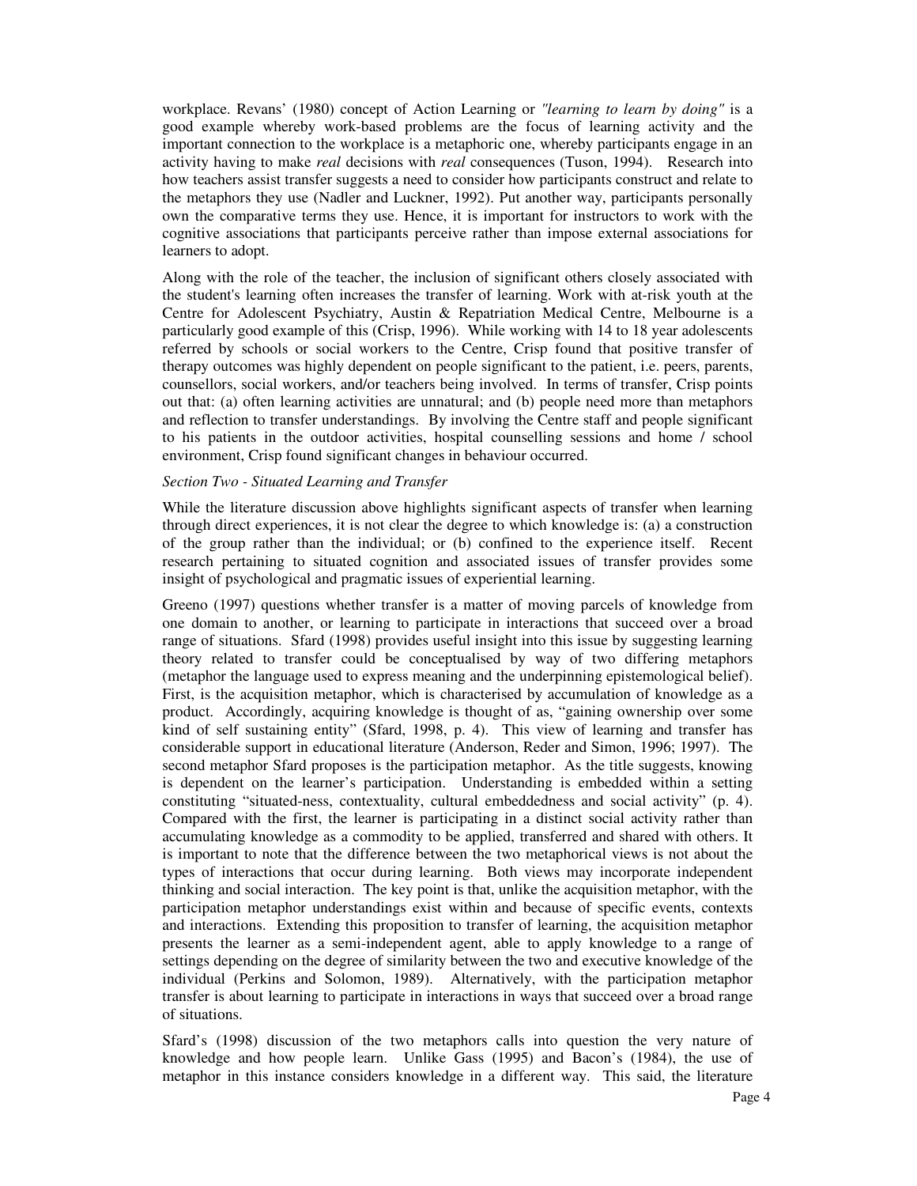workplace. Revans' (1980) concept of Action Learning or *"learning to learn by doing"* is a good example whereby work-based problems are the focus of learning activity and the important connection to the workplace is a metaphoric one, whereby participants engage in an activity having to make *real* decisions with *real* consequences (Tuson, 1994). Research into how teachers assist transfer suggests a need to consider how participants construct and relate to the metaphors they use (Nadler and Luckner, 1992). Put another way, participants personally own the comparative terms they use. Hence, it is important for instructors to work with the cognitive associations that participants perceive rather than impose external associations for learners to adopt.

Along with the role of the teacher, the inclusion of significant others closely associated with the student's learning often increases the transfer of learning. Work with at-risk youth at the Centre for Adolescent Psychiatry, Austin & Repatriation Medical Centre, Melbourne is a particularly good example of this (Crisp, 1996). While working with 14 to 18 year adolescents referred by schools or social workers to the Centre, Crisp found that positive transfer of therapy outcomes was highly dependent on people significant to the patient, i.e. peers, parents, counsellors, social workers, and/or teachers being involved. In terms of transfer, Crisp points out that: (a) often learning activities are unnatural; and (b) people need more than metaphors and reflection to transfer understandings. By involving the Centre staff and people significant to his patients in the outdoor activities, hospital counselling sessions and home / school environment, Crisp found significant changes in behaviour occurred.

*Section Two - Situated Learning and Transfer*

While the literature discussion above highlights significant aspects of transfer when learning through direct experiences, it is not clear the degree to which knowledge is: (a) a construction of the group rather than the individual; or (b) confined to the experience itself. Recent research pertaining to situated cognition and associated issues of transfer provides some insight of psychological and pragmatic issues of experiential learning.

Greeno (1997) questions whether transfer is a matter of moving parcels of knowledge from one domain to another, or learning to participate in interactions that succeed over a broad range of situations. Sfard (1998) provides useful insight into this issue by suggesting learning theory related to transfer could be conceptualised by way of two differing metaphors (metaphor the language used to express meaning and the underpinning epistemological belief). First, is the acquisition metaphor, which is characterised by accumulation of knowledge as a product. Accordingly, acquiring knowledge is thought of as, "gaining ownership over some kind of self sustaining entity" (Sfard, 1998, p. 4). This view of learning and transfer has considerable support in educational literature (Anderson, Reder and Simon, 1996; 1997). The second metaphor Sfard proposes is the participation metaphor. As the title suggests, knowing is dependent on the learner's participation. Understanding is embedded within a setting constituting "situated-ness, contextuality, cultural embeddedness and social activity" (p. 4). Compared with the first, the learner is participating in a distinct social activity rather than accumulating knowledge as a commodity to be applied, transferred and shared with others. It is important to note that the difference between the two metaphorical views is not about the types of interactions that occur during learning. Both views may incorporate independent thinking and social interaction. The key point is that, unlike the acquisition metaphor, with the participation metaphor understandings exist within and because of specific events, contexts and interactions. Extending this proposition to transfer of learning, the acquisition metaphor presents the learner as a semi-independent agent, able to apply knowledge to a range of settings depending on the degree of similarity between the two and executive knowledge of the individual (Perkins and Solomon, 1989). Alternatively, with the participation metaphor transfer is about learning to participate in interactions in ways that succeed over a broad range of situations.

Sfard's (1998) discussion of the two metaphors calls into question the very nature of knowledge and how people learn. Unlike Gass (1995) and Bacon's (1984), the use of metaphor in this instance considers knowledge in a different way. This said, the literature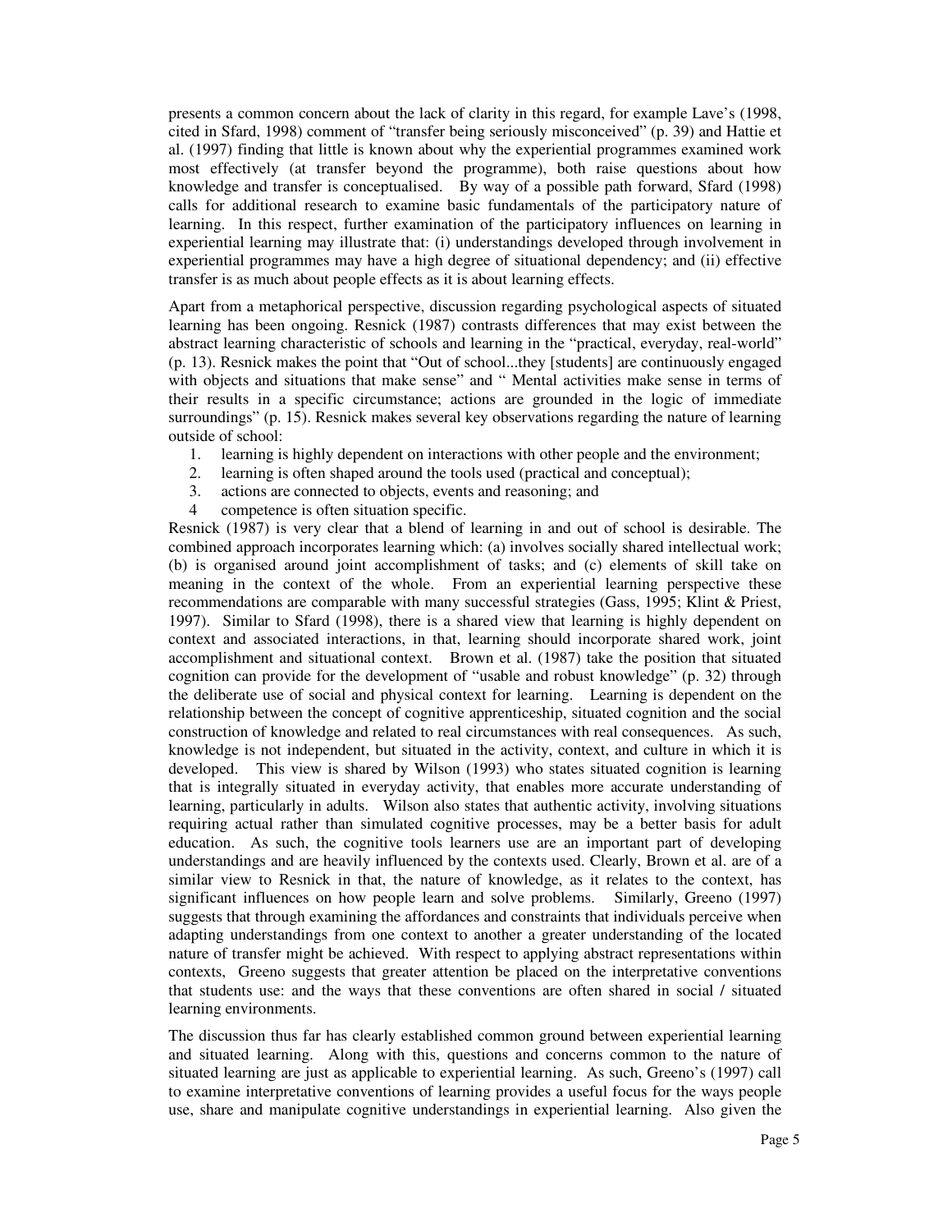presents a common concern about the lack of clarity in this regard, for example Lave's (1998, cited in Sfard, 1998) comment of "transfer being seriously misconceived" (p. 39) and Hattie et al. (1997) finding that little is known about why the experiential programmes examined work most effectively (at transfer beyond the programme), both raise questions about how knowledge and transfer is conceptualised. By way of a possible path forward, Sfard (1998) calls for additional research to examine basic fundamentals of the participatory nature of learning. In this respect, further examination of the participatory influences on learning in experiential learning may illustrate that: (i) understandings developed through involvement in experiential programmes may have a high degree of situational dependency; and (ii) effective transfer is as much about people effects as it is about learning effects.

Apart from a metaphorical perspective, discussion regarding psychological aspects of situated learning has been ongoing. Resnick (1987) contrasts differences that may exist between the abstract learning characteristic of schools and learning in the "practical, everyday, real-world" (p. 13). Resnick makes the point that "Out of school...they [students] are continuously engaged with objects and situations that make sense" and " Mental activities make sense in terms of their results in a specific circumstance; actions are grounded in the logic of immediate surroundings" (p. 15). Resnick makes several key observations regarding the nature of learning outside of school:

1. learning is highly dependent on interactions with other people and the environment;
2. learning is often shaped around the tools used (practical and conceptual);
3. actions are connected to objects, events and reasoning; and
4. competence is often situation specific.

Resnick (1987) is very clear that a blend of learning in and out of school is desirable. The combined approach incorporates learning which: (a) involves socially shared intellectual work; (b) is organised around joint accomplishment of tasks; and (c) elements of skill take on meaning in the context of the whole. From an experiential learning perspective these recommendations are comparable with many successful strategies (Gass, 1995; Klint & Priest, 1997). Similar to Sfard (1998), there is a shared view that learning is highly dependent on context and associated interactions, in that, learning should incorporate shared work, joint accomplishment and situational context. Brown et al. (1987) take the position that situated cognition can provide for the development of "usable and robust knowledge" (p. 32) through the deliberate use of social and physical context for learning. Learning is dependent on the relationship between the concept of cognitive apprenticeship, situated cognition and the social construction of knowledge and related to real circumstances with real consequences. As such, knowledge is not independent, but situated in the activity, context, and culture in which it is developed. This view is shared by Wilson (1993) who states situated cognition is learning that is integrally situated in everyday activity, that enables more accurate understanding of learning, particularly in adults. Wilson also states that authentic activity, involving situations requiring actual rather than simulated cognitive processes, may be a better basis for adult education. As such, the cognitive tools learners use are an important part of developing understandings and are heavily influenced by the contexts used. Clearly, Brown et al. are of a similar view to Resnick in that, the nature of knowledge, as it relates to the context, has significant influences on how people learn and solve problems. Similarly, Greeno (1997) suggests that through examining the affordances and constraints that individuals perceive when adapting understandings from one context to another a greater understanding of the located nature of transfer might be achieved. With respect to applying abstract representations within contexts, Greeno suggests that greater attention be placed on the interpretative conventions that students use: and the ways that these conventions are often shared in social / situated learning environments.

The discussion thus far has clearly established common ground between experiential learning and situated learning. Along with this, questions and concerns common to the nature of situated learning are just as applicable to experiential learning. As such, Greeno's (1997) call to examine interpretative conventions of learning provides a useful focus for the ways people use, share and manipulate cognitive understandings in experiential learning. Also given the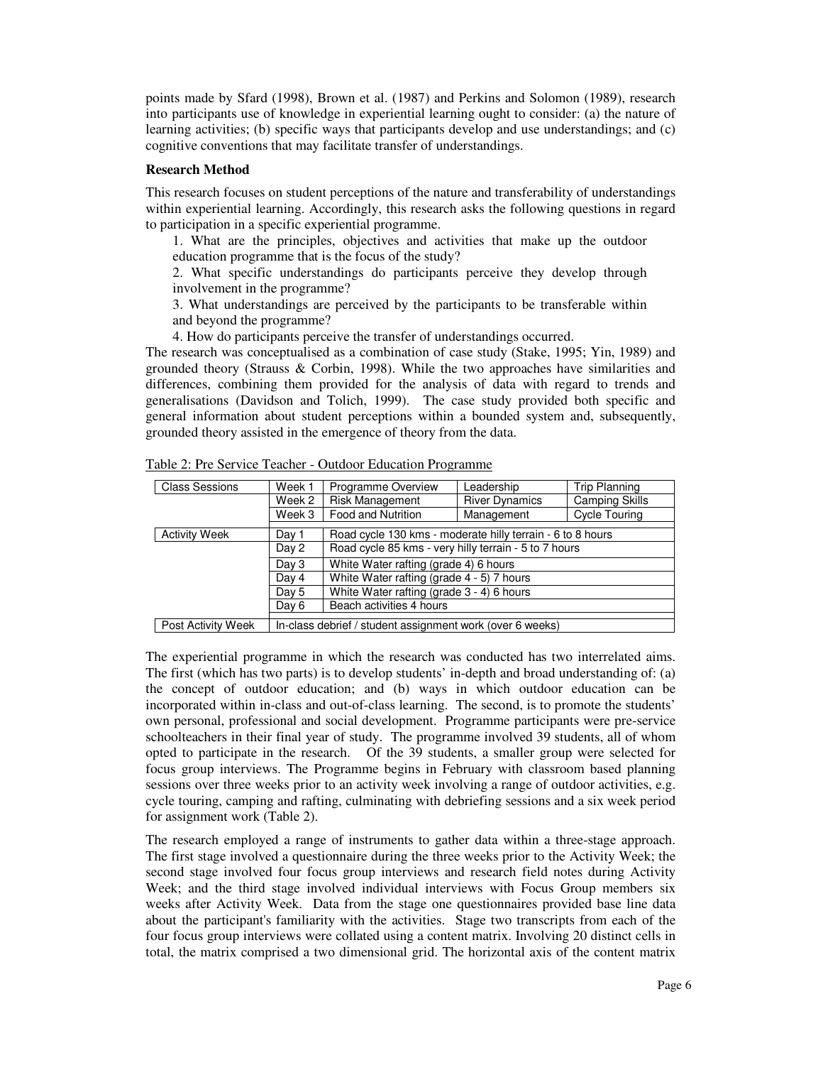points made by Sfard (1998), Brown et al. (1987) and Perkins and Solomon (1989), research into participants use of knowledge in experiential learning ought to consider: (a) the nature of learning activities; (b) specific ways that participants develop and use understandings; and (c) cognitive conventions that may facilitate transfer of understandings.

**Research Method**

This research focuses on student perceptions of the nature and transferability of understandings within experiential learning. Accordingly, this research asks the following questions in regard to participation in a specific experiential programme.

1. What are the principles, objectives and activities that make up the outdoor education programme that is the focus of the study?
2. What specific understandings do participants perceive they develop through involvement in the programme?
3. What understandings are perceived by the participants to be transferable within and beyond the programme?
4. How do participants perceive the transfer of understandings occurred.

The research was conceptualised as a combination of case study (Stake, 1995; Yin, 1989) and grounded theory (Strauss & Corbin, 1998). While the two approaches have similarities and differences, combining them provided for the analysis of data with regard to trends and generalisations (Davidson and Tolich, 1999). The case study provided both specific and general information about student perceptions within a bounded system and, subsequently, grounded theory assisted in the emergence of theory from the data.

Table 2: Pre Service Teacher - Outdoor Education Programme

| Class Sessions | Week 1 | Programme Overview | Leadership | Trip Planning |
|---|---|---|---|---|
| | Week 2 | Risk Management | River Dynamics | Camping Skills |
| | Week 3 | Food and Nutrition | Management | Cycle Touring |
| Activity Week | Day 1 | Road cycle 130 kms - moderate hilly terrain - 6 to 8 hours | | |
| | Day 2 | Road cycle 85 kms - very hilly terrain - 5 to 7 hours | | |
| | Day 3 | White Water rafting (grade 4) 6 hours | | |
| | Day 4 | White Water rafting (grade 4 - 5) 7 hours | | |
| | Day 5 | White Water rafting (grade 3 - 4) 6 hours | | |
| | Day 6 | Beach activities 4 hours | | |
| Post Activity Week | In-class debrief / student assignment work (over 6 weeks) | | | |

The experiential programme in which the research was conducted has two interrelated aims. The first (which has two parts) is to develop students' in-depth and broad understanding of: (a) the concept of outdoor education; and (b) ways in which outdoor education can be incorporated within in-class and out-of-class learning. The second, is to promote the students' own personal, professional and social development. Programme participants were pre-service schoolteachers in their final year of study. The programme involved 39 students, all of whom opted to participate in the research. Of the 39 students, a smaller group were selected for focus group interviews. The Programme begins in February with classroom based planning sessions over three weeks prior to an activity week involving a range of outdoor activities, e.g. cycle touring, camping and rafting, culminating with debriefing sessions and a six week period for assignment work (Table 2).

The research employed a range of instruments to gather data within a three-stage approach. The first stage involved a questionnaire during the three weeks prior to the Activity Week; the second stage involved four focus group interviews and research field notes during Activity Week; and the third stage involved individual interviews with Focus Group members six weeks after Activity Week. Data from the stage one questionnaires provided base line data about the participant's familiarity with the activities. Stage two transcripts from each of the four focus group interviews were collated using a content matrix. Involving 20 distinct cells in total, the matrix comprised a two dimensional grid. The horizontal axis of the content matrix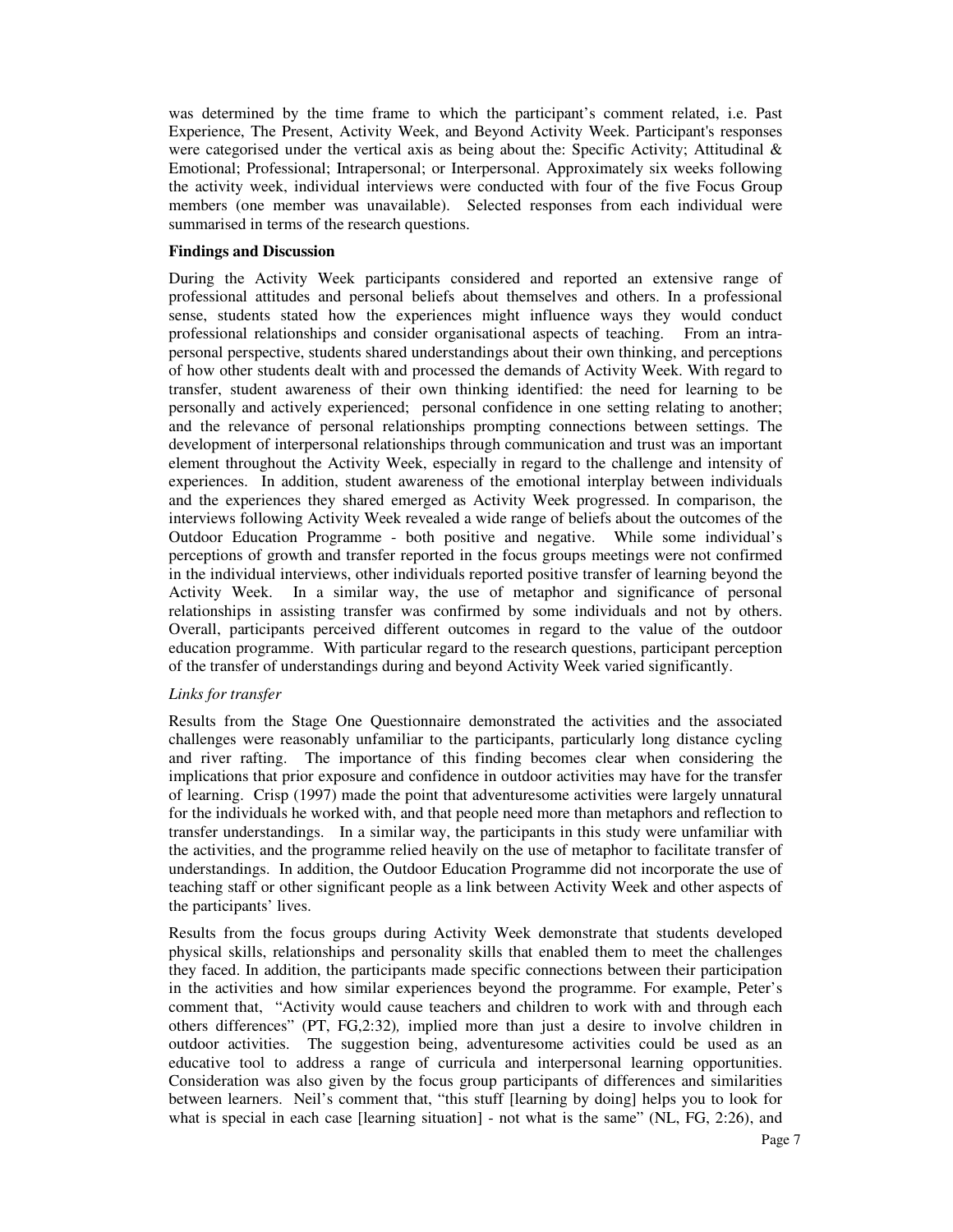was determined by the time frame to which the participant's comment related, i.e. Past Experience, The Present, Activity Week, and Beyond Activity Week. Participant's responses were categorised under the vertical axis as being about the: Specific Activity; Attitudinal & Emotional; Professional; Intrapersonal; or Interpersonal. Approximately six weeks following the activity week, individual interviews were conducted with four of the five Focus Group members (one member was unavailable). Selected responses from each individual were summarised in terms of the research questions.

**Findings and Discussion**

During the Activity Week participants considered and reported an extensive range of professional attitudes and personal beliefs about themselves and others. In a professional sense, students stated how the experiences might influence ways they would conduct professional relationships and consider organisational aspects of teaching. From an intra-personal perspective, students shared understandings about their own thinking, and perceptions of how other students dealt with and processed the demands of Activity Week. With regard to transfer, student awareness of their own thinking identified: the need for learning to be personally and actively experienced; personal confidence in one setting relating to another; and the relevance of personal relationships prompting connections between settings. The development of interpersonal relationships through communication and trust was an important element throughout the Activity Week, especially in regard to the challenge and intensity of experiences. In addition, student awareness of the emotional interplay between individuals and the experiences they shared emerged as Activity Week progressed. In comparison, the interviews following Activity Week revealed a wide range of beliefs about the outcomes of the Outdoor Education Programme - both positive and negative. While some individual's perceptions of growth and transfer reported in the focus groups meetings were not confirmed in the individual interviews, other individuals reported positive transfer of learning beyond the Activity Week. In a similar way, the use of metaphor and significance of personal relationships in assisting transfer was confirmed by some individuals and not by others. Overall, participants perceived different outcomes in regard to the value of the outdoor education programme. With particular regard to the research questions, participant perception of the transfer of understandings during and beyond Activity Week varied significantly.

*Links for transfer*

Results from the Stage One Questionnaire demonstrated the activities and the associated challenges were reasonably unfamiliar to the participants, particularly long distance cycling and river rafting. The importance of this finding becomes clear when considering the implications that prior exposure and confidence in outdoor activities may have for the transfer of learning. Crisp (1997) made the point that adventuresome activities were largely unnatural for the individuals he worked with, and that people need more than metaphors and reflection to transfer understandings. In a similar way, the participants in this study were unfamiliar with the activities, and the programme relied heavily on the use of metaphor to facilitate transfer of understandings. In addition, the Outdoor Education Programme did not incorporate the use of teaching staff or other significant people as a link between Activity Week and other aspects of the participants' lives.

Results from the focus groups during Activity Week demonstrate that students developed physical skills, relationships and personality skills that enabled them to meet the challenges they faced. In addition, the participants made specific connections between their participation in the activities and how similar experiences beyond the programme. For example, Peter's comment that, "Activity would cause teachers and children to work with and through each others differences" (PT, FG,2:32), implied more than just a desire to involve children in outdoor activities. The suggestion being, adventuresome activities could be used as an educative tool to address a range of curricula and interpersonal learning opportunities. Consideration was also given by the focus group participants of differences and similarities between learners. Neil's comment that, "this stuff [learning by doing] helps you to look for what is special in each case [learning situation] - not what is the same" (NL, FG, 2:26), and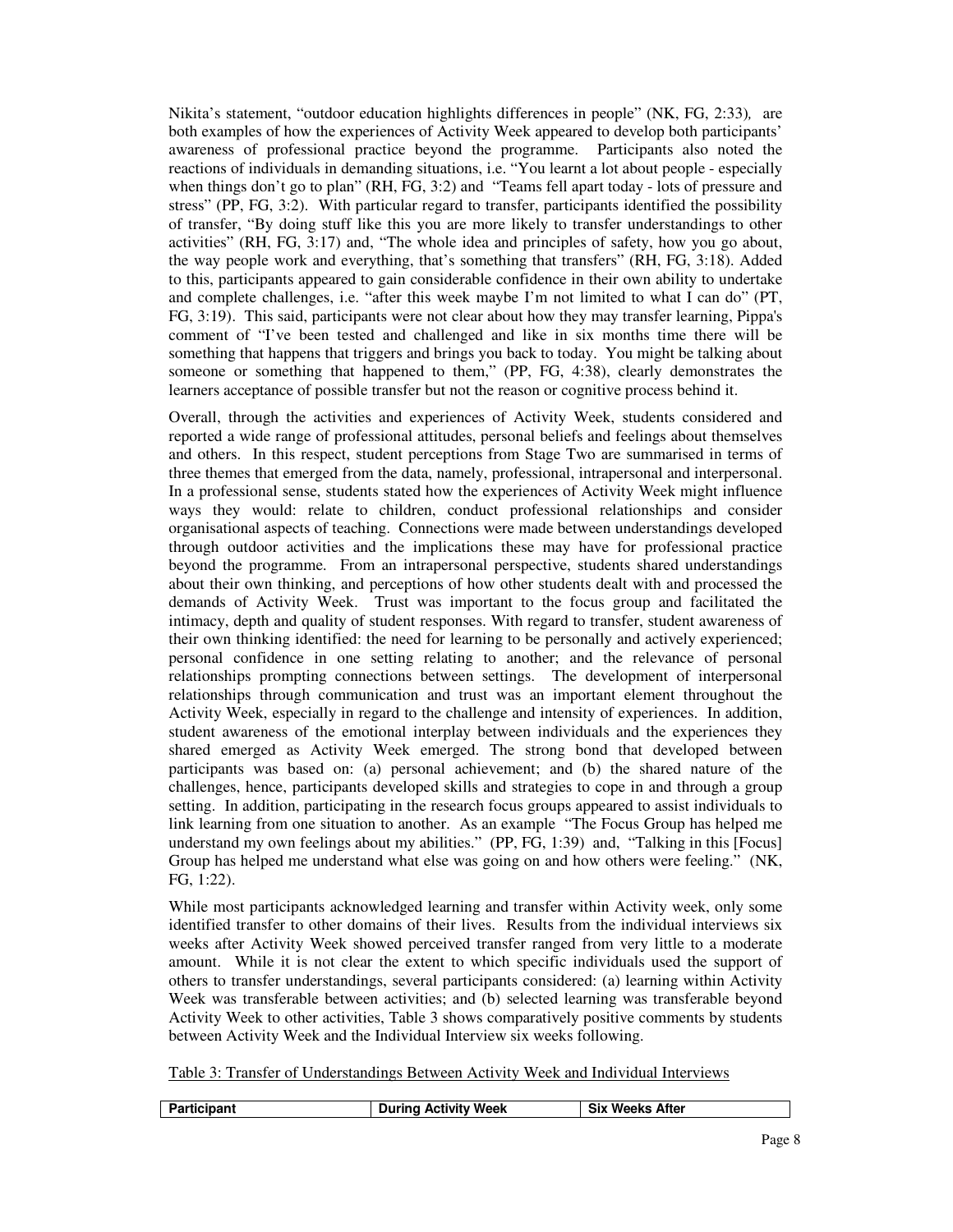Nikita's statement, "outdoor education highlights differences in people" (NK, FG, 2:33)*,* are both examples of how the experiences of Activity Week appeared to develop both participants' awareness of professional practice beyond the programme. Participants also noted the reactions of individuals in demanding situations, i.e. "You learnt a lot about people - especially when things don't go to plan" (RH, FG, 3:2) and "Teams fell apart today - lots of pressure and stress" (PP, FG, 3:2). With particular regard to transfer, participants identified the possibility of transfer, "By doing stuff like this you are more likely to transfer understandings to other activities" (RH, FG, 3:17) and, "The whole idea and principles of safety, how you go about, the way people work and everything, that's something that transfers" (RH, FG, 3:18). Added to this, participants appeared to gain considerable confidence in their own ability to undertake and complete challenges, i.e. "after this week maybe I'm not limited to what I can do" (PT, FG, 3:19). This said, participants were not clear about how they may transfer learning, Pippa's comment of "I've been tested and challenged and like in six months time there will be something that happens that triggers and brings you back to today. You might be talking about someone or something that happened to them," (PP, FG, 4:38), clearly demonstrates the learners acceptance of possible transfer but not the reason or cognitive process behind it.

Overall, through the activities and experiences of Activity Week, students considered and reported a wide range of professional attitudes, personal beliefs and feelings about themselves and others. In this respect, student perceptions from Stage Two are summarised in terms of three themes that emerged from the data, namely, professional, intrapersonal and interpersonal. In a professional sense, students stated how the experiences of Activity Week might influence ways they would: relate to children, conduct professional relationships and consider organisational aspects of teaching. Connections were made between understandings developed through outdoor activities and the implications these may have for professional practice beyond the programme. From an intrapersonal perspective, students shared understandings about their own thinking, and perceptions of how other students dealt with and processed the demands of Activity Week. Trust was important to the focus group and facilitated the intimacy, depth and quality of student responses. With regard to transfer, student awareness of their own thinking identified: the need for learning to be personally and actively experienced; personal confidence in one setting relating to another; and the relevance of personal relationships prompting connections between settings. The development of interpersonal relationships through communication and trust was an important element throughout the Activity Week, especially in regard to the challenge and intensity of experiences. In addition, student awareness of the emotional interplay between individuals and the experiences they shared emerged as Activity Week emerged. The strong bond that developed between participants was based on: (a) personal achievement; and (b) the shared nature of the challenges, hence, participants developed skills and strategies to cope in and through a group setting. In addition, participating in the research focus groups appeared to assist individuals to link learning from one situation to another. As an example "The Focus Group has helped me understand my own feelings about my abilities." (PP, FG, 1:39) and, "Talking in this [Focus] Group has helped me understand what else was going on and how others were feeling." (NK, FG, 1:22).

While most participants acknowledged learning and transfer within Activity week, only some identified transfer to other domains of their lives. Results from the individual interviews six weeks after Activity Week showed perceived transfer ranged from very little to a moderate amount. While it is not clear the extent to which specific individuals used the support of others to transfer understandings, several participants considered: (a) learning within Activity Week was transferable between activities; and (b) selected learning was transferable beyond Activity Week to other activities, Table 3 shows comparatively positive comments by students between Activity Week and the Individual Interview six weeks following.

Table 3: Transfer of Understandings Between Activity Week and Individual Interviews

| **Participant** | **During Activity Week** | **Six Weeks After** |
|---|---|---|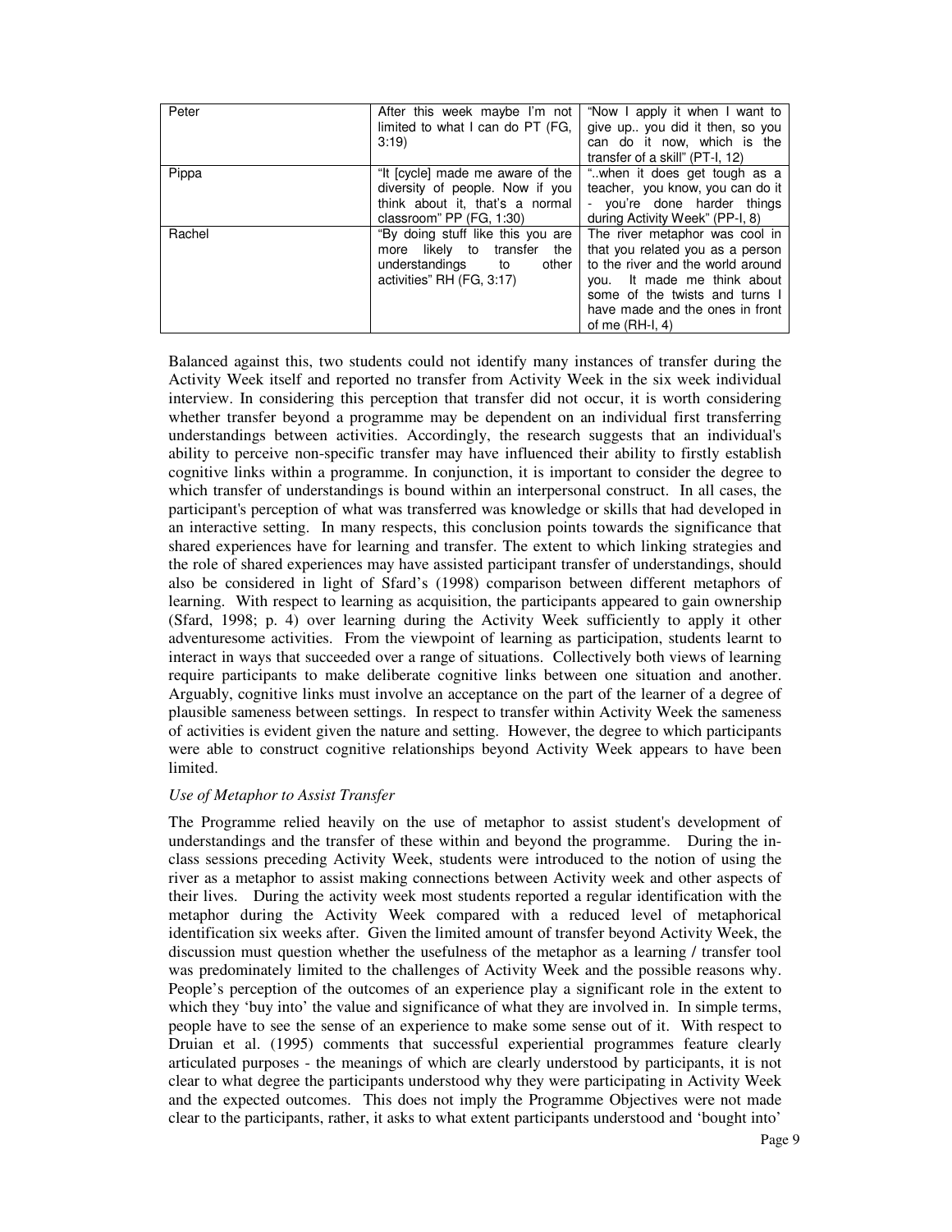| Peter | After this week maybe I'm not limited to what I can do PT (FG, 3:19) | "Now I apply it when I want to give up.. you did it then, so you can do it now, which is the transfer of a skill" (PT-I, 12) |
|---|---|---|
| Pippa | "It [cycle] made me aware of the diversity of people. Now if you think about it, that's a normal classroom" PP (FG, 1:30) | "..when it does get tough as a teacher, you know, you can do it - you're done harder things during Activity Week" (PP-I, 8) |
| Rachel | "By doing stuff like this you are more likely to transfer the understandings to other activities" RH (FG, 3:17) | The river metaphor was cool in that you related you as a person to the river and the world around you. It made me think about some of the twists and turns I have made and the ones in front of me (RH-I, 4) |

Balanced against this, two students could not identify many instances of transfer during the Activity Week itself and reported no transfer from Activity Week in the six week individual interview. In considering this perception that transfer did not occur, it is worth considering whether transfer beyond a programme may be dependent on an individual first transferring understandings between activities. Accordingly, the research suggests that an individual's ability to perceive non-specific transfer may have influenced their ability to firstly establish cognitive links within a programme. In conjunction, it is important to consider the degree to which transfer of understandings is bound within an interpersonal construct. In all cases, the participant's perception of what was transferred was knowledge or skills that had developed in an interactive setting. In many respects, this conclusion points towards the significance that shared experiences have for learning and transfer. The extent to which linking strategies and the role of shared experiences may have assisted participant transfer of understandings, should also be considered in light of Sfard's (1998) comparison between different metaphors of learning. With respect to learning as acquisition, the participants appeared to gain ownership (Sfard, 1998; p. 4) over learning during the Activity Week sufficiently to apply it other adventuresome activities. From the viewpoint of learning as participation, students learnt to interact in ways that succeeded over a range of situations. Collectively both views of learning require participants to make deliberate cognitive links between one situation and another. Arguably, cognitive links must involve an acceptance on the part of the learner of a degree of plausible sameness between settings. In respect to transfer within Activity Week the sameness of activities is evident given the nature and setting. However, the degree to which participants were able to construct cognitive relationships beyond Activity Week appears to have been limited.

*Use of Metaphor to Assist Transfer*

The Programme relied heavily on the use of metaphor to assist student's development of understandings and the transfer of these within and beyond the programme. During the in-class sessions preceding Activity Week, students were introduced to the notion of using the river as a metaphor to assist making connections between Activity week and other aspects of their lives. During the activity week most students reported a regular identification with the metaphor during the Activity Week compared with a reduced level of metaphorical identification six weeks after. Given the limited amount of transfer beyond Activity Week, the discussion must question whether the usefulness of the metaphor as a learning / transfer tool was predominately limited to the challenges of Activity Week and the possible reasons why. People's perception of the outcomes of an experience play a significant role in the extent to which they 'buy into' the value and significance of what they are involved in. In simple terms, people have to see the sense of an experience to make some sense out of it. With respect to Druian et al. (1995) comments that successful experiential programmes feature clearly articulated purposes - the meanings of which are clearly understood by participants, it is not clear to what degree the participants understood why they were participating in Activity Week and the expected outcomes. This does not imply the Programme Objectives were not made clear to the participants, rather, it asks to what extent participants understood and 'bought into'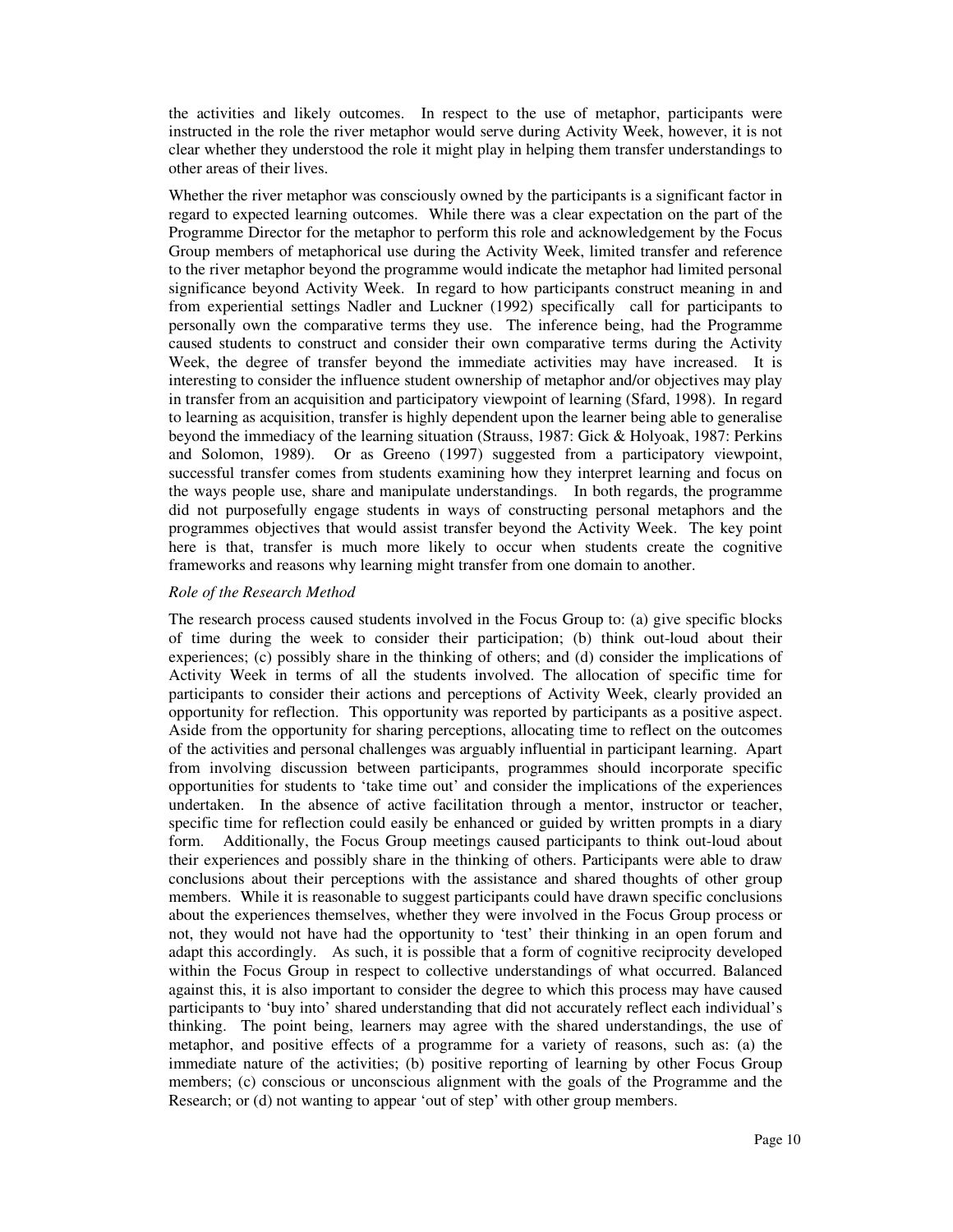the activities and likely outcomes. In respect to the use of metaphor, participants were instructed in the role the river metaphor would serve during Activity Week, however, it is not clear whether they understood the role it might play in helping them transfer understandings to other areas of their lives.

Whether the river metaphor was consciously owned by the participants is a significant factor in regard to expected learning outcomes. While there was a clear expectation on the part of the Programme Director for the metaphor to perform this role and acknowledgement by the Focus Group members of metaphorical use during the Activity Week, limited transfer and reference to the river metaphor beyond the programme would indicate the metaphor had limited personal significance beyond Activity Week. In regard to how participants construct meaning in and from experiential settings Nadler and Luckner (1992) specifically call for participants to personally own the comparative terms they use. The inference being, had the Programme caused students to construct and consider their own comparative terms during the Activity Week, the degree of transfer beyond the immediate activities may have increased. It is interesting to consider the influence student ownership of metaphor and/or objectives may play in transfer from an acquisition and participatory viewpoint of learning (Sfard, 1998). In regard to learning as acquisition, transfer is highly dependent upon the learner being able to generalise beyond the immediacy of the learning situation (Strauss, 1987: Gick & Holyoak, 1987: Perkins and Solomon, 1989). Or as Greeno (1997) suggested from a participatory viewpoint, successful transfer comes from students examining how they interpret learning and focus on the ways people use, share and manipulate understandings. In both regards, the programme did not purposefully engage students in ways of constructing personal metaphors and the programmes objectives that would assist transfer beyond the Activity Week. The key point here is that, transfer is much more likely to occur when students create the cognitive frameworks and reasons why learning might transfer from one domain to another.

*Role of the Research Method*

The research process caused students involved in the Focus Group to: (a) give specific blocks of time during the week to consider their participation; (b) think out-loud about their experiences; (c) possibly share in the thinking of others; and (d) consider the implications of Activity Week in terms of all the students involved. The allocation of specific time for participants to consider their actions and perceptions of Activity Week, clearly provided an opportunity for reflection. This opportunity was reported by participants as a positive aspect. Aside from the opportunity for sharing perceptions, allocating time to reflect on the outcomes of the activities and personal challenges was arguably influential in participant learning. Apart from involving discussion between participants, programmes should incorporate specific opportunities for students to 'take time out' and consider the implications of the experiences undertaken. In the absence of active facilitation through a mentor, instructor or teacher, specific time for reflection could easily be enhanced or guided by written prompts in a diary form. Additionally, the Focus Group meetings caused participants to think out-loud about their experiences and possibly share in the thinking of others. Participants were able to draw conclusions about their perceptions with the assistance and shared thoughts of other group members. While it is reasonable to suggest participants could have drawn specific conclusions about the experiences themselves, whether they were involved in the Focus Group process or not, they would not have had the opportunity to 'test' their thinking in an open forum and adapt this accordingly. As such, it is possible that a form of cognitive reciprocity developed within the Focus Group in respect to collective understandings of what occurred. Balanced against this, it is also important to consider the degree to which this process may have caused participants to 'buy into' shared understanding that did not accurately reflect each individual's thinking. The point being, learners may agree with the shared understandings, the use of metaphor, and positive effects of a programme for a variety of reasons, such as: (a) the immediate nature of the activities; (b) positive reporting of learning by other Focus Group members; (c) conscious or unconscious alignment with the goals of the Programme and the Research; or (d) not wanting to appear 'out of step' with other group members.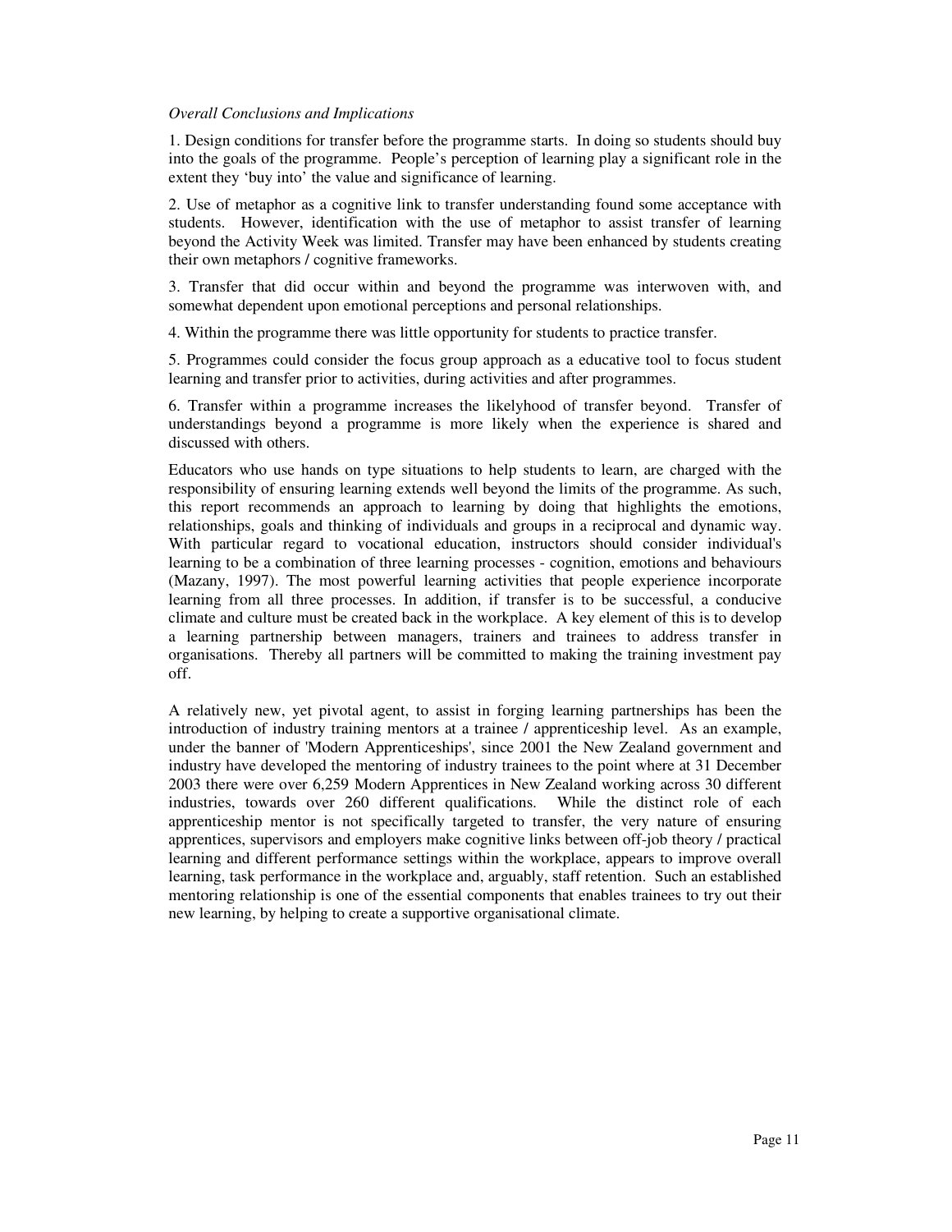*Overall Conclusions and Implications*

1. Design conditions for transfer before the programme starts. In doing so students should buy into the goals of the programme. People's perception of learning play a significant role in the extent they 'buy into' the value and significance of learning.

2. Use of metaphor as a cognitive link to transfer understanding found some acceptance with students. However, identification with the use of metaphor to assist transfer of learning beyond the Activity Week was limited. Transfer may have been enhanced by students creating their own metaphors / cognitive frameworks.

3. Transfer that did occur within and beyond the programme was interwoven with, and somewhat dependent upon emotional perceptions and personal relationships.

4. Within the programme there was little opportunity for students to practice transfer.

5. Programmes could consider the focus group approach as a educative tool to focus student learning and transfer prior to activities, during activities and after programmes.

6. Transfer within a programme increases the likelyhood of transfer beyond. Transfer of understandings beyond a programme is more likely when the experience is shared and discussed with others.

Educators who use hands on type situations to help students to learn, are charged with the responsibility of ensuring learning extends well beyond the limits of the programme. As such, this report recommends an approach to learning by doing that highlights the emotions, relationships, goals and thinking of individuals and groups in a reciprocal and dynamic way. With particular regard to vocational education, instructors should consider individual's learning to be a combination of three learning processes - cognition, emotions and behaviours (Mazany, 1997). The most powerful learning activities that people experience incorporate learning from all three processes. In addition, if transfer is to be successful, a conducive climate and culture must be created back in the workplace. A key element of this is to develop a learning partnership between managers, trainers and trainees to address transfer in organisations. Thereby all partners will be committed to making the training investment pay off.

A relatively new, yet pivotal agent, to assist in forging learning partnerships has been the introduction of industry training mentors at a trainee / apprenticeship level. As an example, under the banner of 'Modern Apprenticeships', since 2001 the New Zealand government and industry have developed the mentoring of industry trainees to the point where at 31 December 2003 there were over 6,259 Modern Apprentices in New Zealand working across 30 different industries, towards over 260 different qualifications. While the distinct role of each apprenticeship mentor is not specifically targeted to transfer, the very nature of ensuring apprentices, supervisors and employers make cognitive links between off-job theory / practical learning and different performance settings within the workplace, appears to improve overall learning, task performance in the workplace and, arguably, staff retention. Such an established mentoring relationship is one of the essential components that enables trainees to try out their new learning, by helping to create a supportive organisational climate.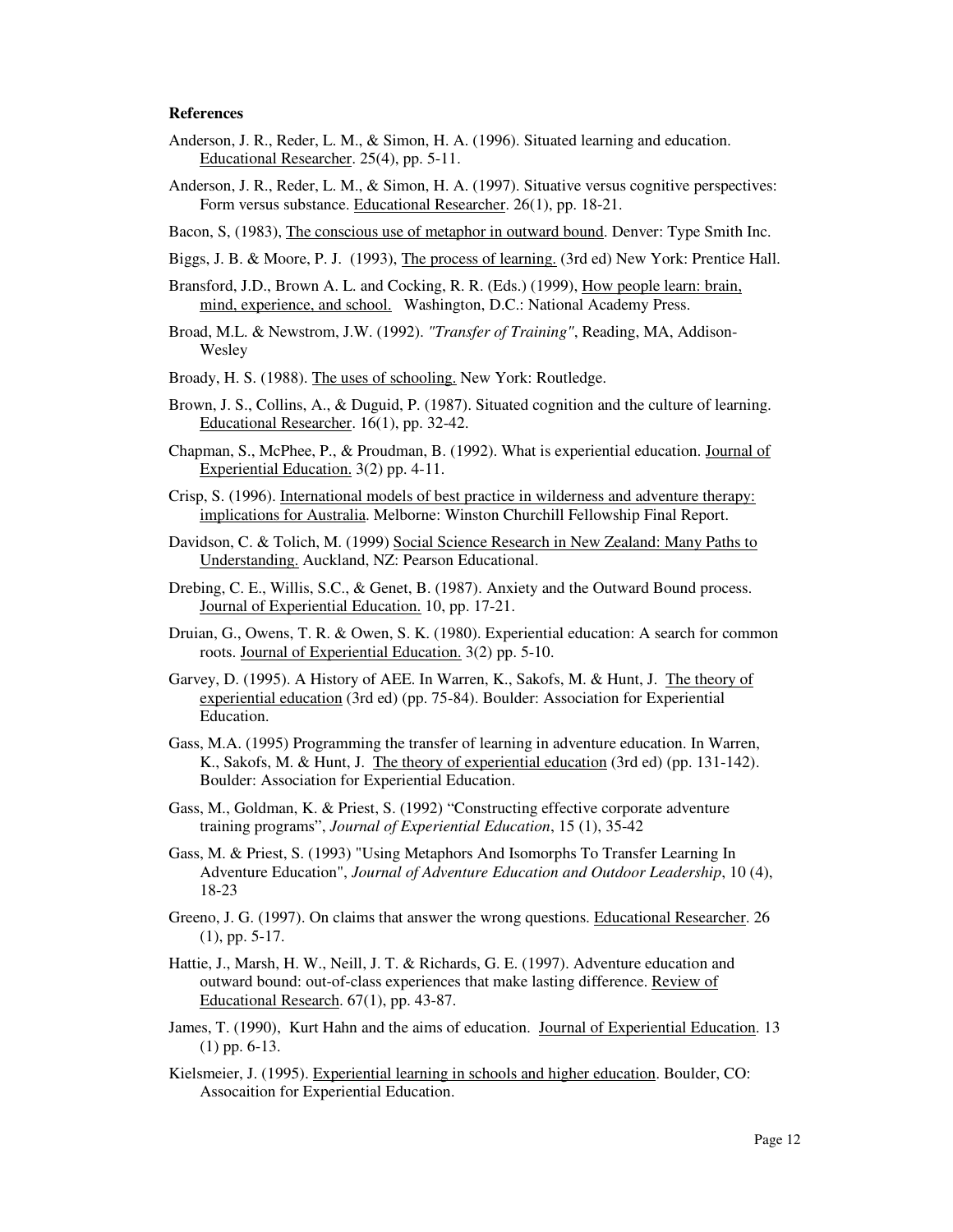**References**

Anderson, J. R., Reder, L. M., & Simon, H. A. (1996). Situated learning and education. Educational Researcher. 25(4), pp. 5-11.

Anderson, J. R., Reder, L. M., & Simon, H. A. (1997). Situative versus cognitive perspectives: Form versus substance. Educational Researcher. 26(1), pp. 18-21.

Bacon, S, (1983), The conscious use of metaphor in outward bound. Denver: Type Smith Inc.

Biggs, J. B. & Moore, P. J. (1993), The process of learning. (3rd ed) New York: Prentice Hall.

Bransford, J.D., Brown A. L. and Cocking, R. R. (Eds.) (1999), How people learn: brain, mind, experience, and school. Washington, D.C.: National Academy Press.

Broad, M.L. & Newstrom, J.W. (1992). *"Transfer of Training"*, Reading, MA, Addison-Wesley

Broady, H. S. (1988). The uses of schooling. New York: Routledge.

Brown, J. S., Collins, A., & Duguid, P. (1987). Situated cognition and the culture of learning. Educational Researcher. 16(1), pp. 32-42.

Chapman, S., McPhee, P., & Proudman, B. (1992). What is experiential education. Journal of Experiential Education. 3(2) pp. 4-11.

Crisp, S. (1996). International models of best practice in wilderness and adventure therapy: implications for Australia. Melborne: Winston Churchill Fellowship Final Report.

Davidson, C. & Tolich, M. (1999) Social Science Research in New Zealand: Many Paths to Understanding. Auckland, NZ: Pearson Educational.

Drebing, C. E., Willis, S.C., & Genet, B. (1987). Anxiety and the Outward Bound process. Journal of Experiential Education. 10, pp. 17-21.

Druian, G., Owens, T. R. & Owen, S. K. (1980). Experiential education: A search for common roots. Journal of Experiential Education. 3(2) pp. 5-10.

Garvey, D. (1995). A History of AEE. In Warren, K., Sakofs, M. & Hunt, J. The theory of experiential education (3rd ed) (pp. 75-84). Boulder: Association for Experiential Education.

Gass, M.A. (1995) Programming the transfer of learning in adventure education. In Warren, K., Sakofs, M. & Hunt, J. The theory of experiential education (3rd ed) (pp. 131-142). Boulder: Association for Experiential Education.

Gass, M., Goldman, K. & Priest, S. (1992) "Constructing effective corporate adventure training programs", *Journal of Experiential Education*, 15 (1), 35-42

Gass, M. & Priest, S. (1993) "Using Metaphors And Isomorphs To Transfer Learning In Adventure Education", *Journal of Adventure Education and Outdoor Leadership*, 10 (4), 18-23

Greeno, J. G. (1997). On claims that answer the wrong questions. Educational Researcher. 26 (1), pp. 5-17.

Hattie, J., Marsh, H. W., Neill, J. T. & Richards, G. E. (1997). Adventure education and outward bound: out-of-class experiences that make lasting difference. Review of Educational Research. 67(1), pp. 43-87.

James, T. (1990), Kurt Hahn and the aims of education. Journal of Experiential Education. 13 (1) pp. 6-13.

Kielsmeier, J. (1995). Experiential learning in schools and higher education. Boulder, CO: Assocaition for Experiential Education.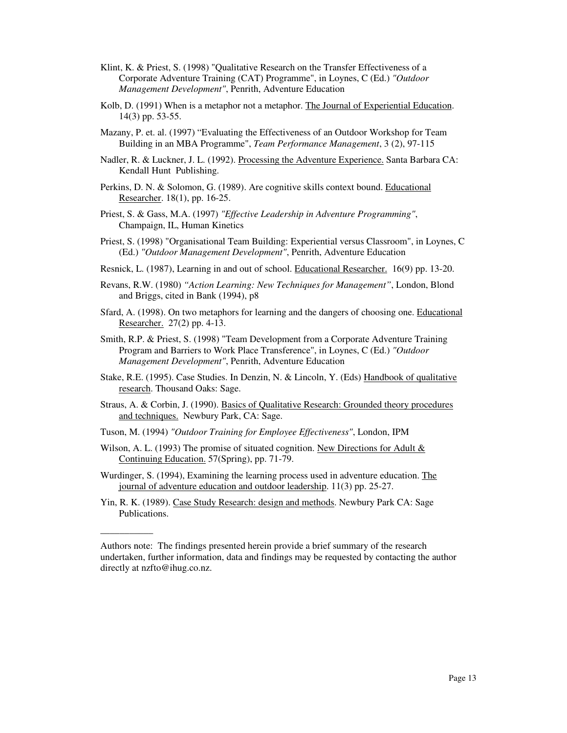Klint, K. & Priest, S. (1998) "Qualitative Research on the Transfer Effectiveness of a Corporate Adventure Training (CAT) Programme", in Loynes, C (Ed.) *"Outdoor Management Development"*, Penrith, Adventure Education

Kolb, D. (1991) When is a metaphor not a metaphor. The Journal of Experiential Education. 14(3) pp. 53-55.

Mazany, P. et. al. (1997) "Evaluating the Effectiveness of an Outdoor Workshop for Team Building in an MBA Programme", *Team Performance Management*, 3 (2), 97-115

Nadler, R. & Luckner, J. L. (1992). Processing the Adventure Experience. Santa Barbara CA: Kendall Hunt Publishing.

Perkins, D. N. & Solomon, G. (1989). Are cognitive skills context bound. Educational Researcher. 18(1), pp. 16-25.

Priest, S. & Gass, M.A. (1997) *"Effective Leadership in Adventure Programming"*, Champaign, IL, Human Kinetics

Priest, S. (1998) "Organisational Team Building: Experiential versus Classroom", in Loynes, C (Ed.) *"Outdoor Management Development"*, Penrith, Adventure Education

Resnick, L. (1987), Learning in and out of school. Educational Researcher. 16(9) pp. 13-20.

Revans, R.W. (1980) *"Action Learning: New Techniques for Management"*, London, Blond and Briggs, cited in Bank (1994), p8

Sfard, A. (1998). On two metaphors for learning and the dangers of choosing one. Educational Researcher. 27(2) pp. 4-13.

Smith, R.P. & Priest, S. (1998) "Team Development from a Corporate Adventure Training Program and Barriers to Work Place Transference", in Loynes, C (Ed.) *"Outdoor Management Development"*, Penrith, Adventure Education

Stake, R.E. (1995). Case Studies. In Denzin, N. & Lincoln, Y. (Eds) Handbook of qualitative research. Thousand Oaks: Sage.

Straus, A. & Corbin, J. (1990). Basics of Qualitative Research: Grounded theory procedures and techniques. Newbury Park, CA: Sage.

Tuson, M. (1994) *"Outdoor Training for Employee Effectiveness"*, London, IPM

Wilson, A. L. (1993) The promise of situated cognition. New Directions for Adult & Continuing Education. 57(Spring), pp. 71-79.

Wurdinger, S. (1994), Examining the learning process used in adventure education. The journal of adventure education and outdoor leadership. 11(3) pp. 25-27.

Yin, R. K. (1989). Case Study Research: design and methods. Newbury Park CA: Sage Publications.

---

Authors note: The findings presented herein provide a brief summary of the research undertaken, further information, data and findings may be requested by contacting the author directly at nzfto@ihug.co.nz.